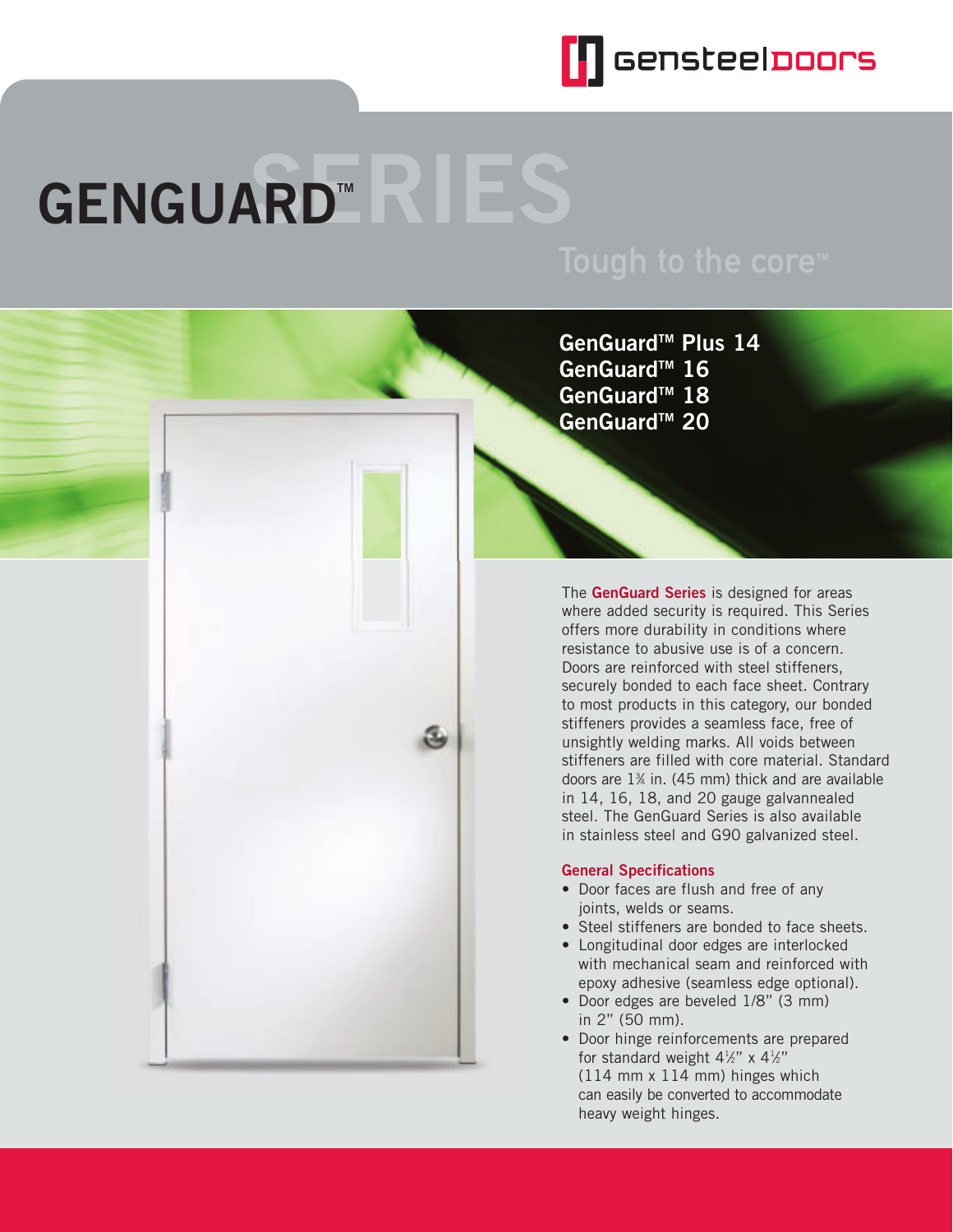gensteeldoors

# GENGUARD™ SERIES

Tough to the core™

**GenGuard™ Plus 14**
**GenGuard™ 16**
**GenGuard™ 18**
**GenGuard™ 20**

The **GenGuard Series** is designed for areas where added security is required. This Series offers more durability in conditions where resistance to abusive use is of a concern. Doors are reinforced with steel stiffeners, securely bonded to each face sheet. Contrary to most products in this category, our bonded stiffeners provides a seamless face, free of unsightly welding marks. All voids between stiffeners are filled with core material. Standard doors are 1¾ in. (45 mm) thick and are available in 14, 16, 18, and 20 gauge galvannealed steel. The GenGuard Series is also available in stainless steel and G90 galvanized steel.

### General Specifications

- Door faces are flush and free of any joints, welds or seams.
- Steel stiffeners are bonded to face sheets.
- Longitudinal door edges are interlocked with mechanical seam and reinforced with epoxy adhesive (seamless edge optional).
- Door edges are beveled 1/8" (3 mm) in 2" (50 mm).
- Door hinge reinforcements are prepared for standard weight 4½" x 4½" (114 mm x 114 mm) hinges which can easily be converted to accommodate heavy weight hinges.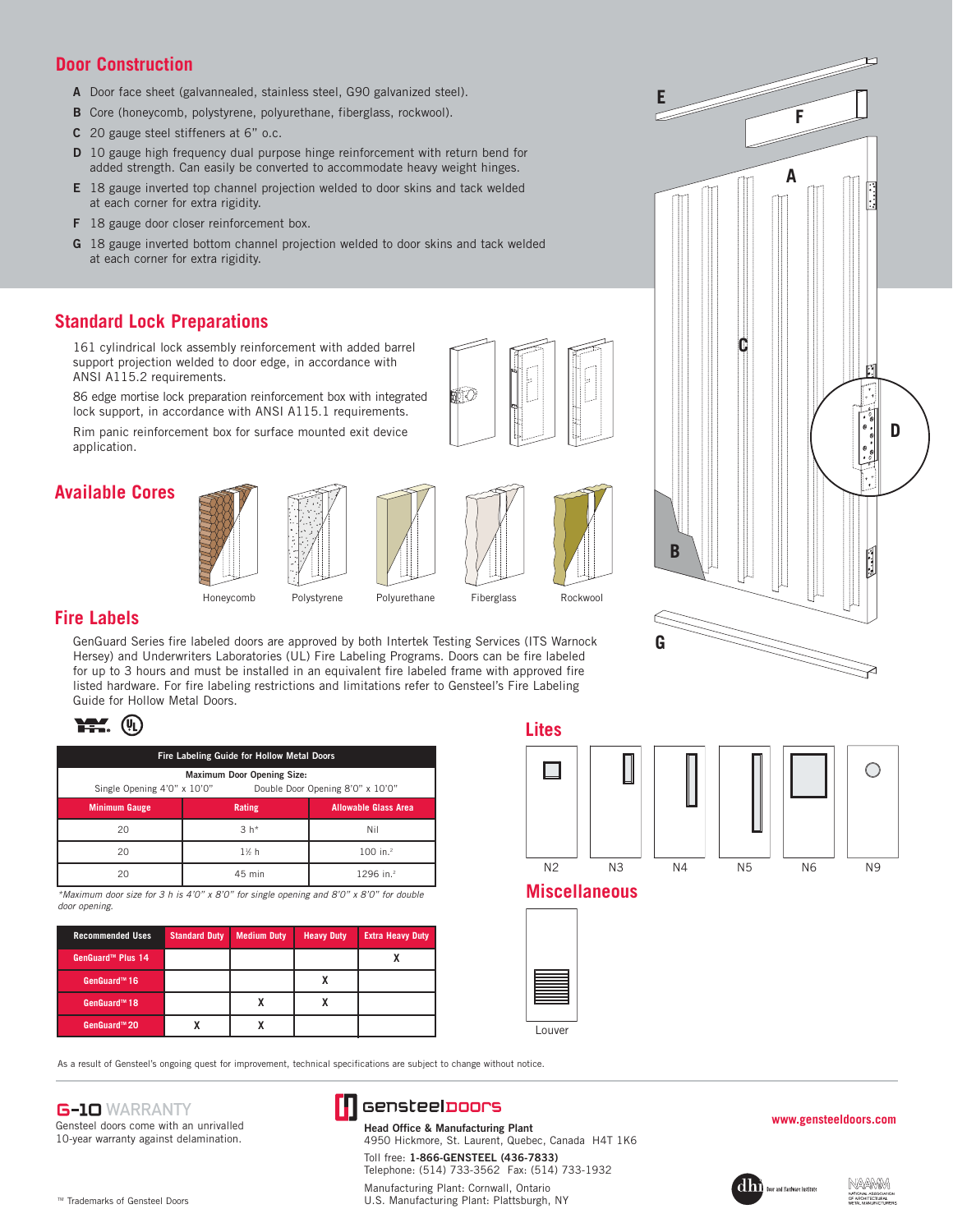## Door Construction

- **A** Door face sheet (galvannealed, stainless steel, G90 galvanized steel).
- **B** Core (honeycomb, polystyrene, polyurethane, fiberglass, rockwool).
- **C** 20 gauge steel stiffeners at 6" o.c.
- **D** 10 gauge high frequency dual purpose hinge reinforcement with return bend for added strength. Can easily be converted to accommodate heavy weight hinges.
- **E** 18 gauge inverted top channel projection welded to door skins and tack welded at each corner for extra rigidity.
- **F** 18 gauge door closer reinforcement box.
- **G** 18 gauge inverted bottom channel projection welded to door skins and tack welded at each corner for extra rigidity.

E

F

A

C

D

B

G

## Standard Lock Preparations

161 cylindrical lock assembly reinforcement with added barrel support projection welded to door edge, in accordance with ANSI A115.2 requirements.

86 edge mortise lock preparation reinforcement box with integrated lock support, in accordance with ANSI A115.1 requirements.

Rim panic reinforcement box for surface mounted exit device application.

## Available Cores

Honeycomb | Polystyrene | Polyurethane | Fiberglass | Rockwool

## Fire Labels

GenGuard Series fire labeled doors are approved by both Intertek Testing Services (ITS Warnock Hersey) and Underwriters Laboratories (UL) Fire Labeling Programs. Doors can be fire labeled for up to 3 hours and must be installed in an equivalent fire labeled frame with approved fire listed hardware. For fire labeling restrictions and limitations refer to Gensteel's Fire Labeling Guide for Hollow Metal Doors.

| Fire Labeling Guide for Hollow Metal Doors | | |
|---|---|---|
| Maximum Door Opening Size: Single Opening 4'0" x 10'0" — Double Door Opening 8'0" x 10'0" | | |
| **Minimum Gauge** | **Rating** | **Allowable Glass Area** |
| 20 | 3 h* | Nil |
| 20 | 1½ h | 100 in.² |
| 20 | 45 min | 1296 in.² |

*Maximum door size for 3 h is 4'0" x 8'0" for single opening and 8'0" x 8'0" for double door opening.*

| Recommended Uses | Standard Duty | Medium Duty | Heavy Duty | Extra Heavy Duty |
|---|---|---|---|---|
| GenGuard™ Plus 14 | | | | X |
| GenGuard™ 16 | | | X | |
| GenGuard™ 18 | | X | X | |
| GenGuard™ 20 | X | X | | |

## Lites

N2 | N3 | N4 | N5 | N6 | N9

## Miscellaneous

Louver

As a result of Gensteel's ongoing quest for improvement, technical specifications are subject to change without notice.

**G-10 WARRANTY**
Gensteel doors come with an unrivalled 10-year warranty against delamination.

™ Trademarks of Gensteel Doors

**gensteeldoors**

**Head Office & Manufacturing Plant**
4950 Hickmore, St. Laurent, Quebec, Canada H4T 1K6

Toll free: **1-866-GENSTEEL (436-7833)**
Telephone: (514) 733-3562 Fax: (514) 733-1932

Manufacturing Plant: Cornwall, Ontario
U.S. Manufacturing Plant: Plattsburgh, NY

**www.gensteeldoors.com**

dhi Door and Hardware Institute

NAAMM National Association of Architectural Metal Manufacturers